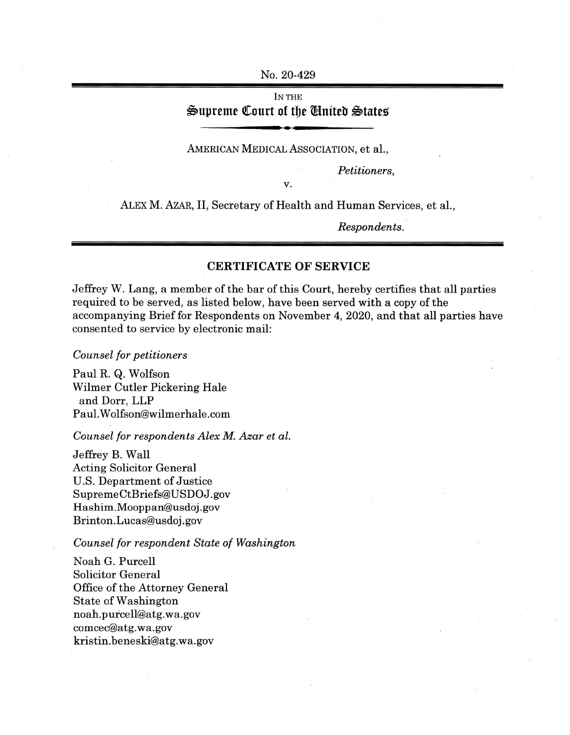No. 20-429

IN THE

# Supreme Court of the United States

AMERICAN MEDICAL ASSOCIATION, et al.,

*Petitioners,*

v.

ALEX M. AZAR, II, Secretary of Health and Human Services, et al.,

*Respondents.*

## CERTIFICATE OF SERVICE

Jeffrey W. Lang, a member of the bar of this Court, hereby certifies that all parties required to be served, as listed below, have been served with a copy of the accompanying Brief for Respondents on November 4, 2020, and that all parties have consented to service by electronic mail:

*Counsel for petitioners*

Paul R. Q. Wolfson
Wilmer Cutler Pickering Hale
and Dorr, LLP
Paul.Wolfson@wilmerhale.com

*Counsel for respondents Alex M. Azar et al.*

Jeffrey B. Wall
Acting Solicitor General
U.S. Department of Justice
SupremeCtBriefs@USDOJ.gov
Hashim.Mooppan@usdoj.gov
Brinton.Lucas@usdoj.gov

*Counsel for respondent State of Washington*

Noah G. Purcell
Solicitor General
Office of the Attorney General
State of Washington
noah.purcell@atg.wa.gov
comcec@atg.wa.gov
kristin.beneski@atg.wa.gov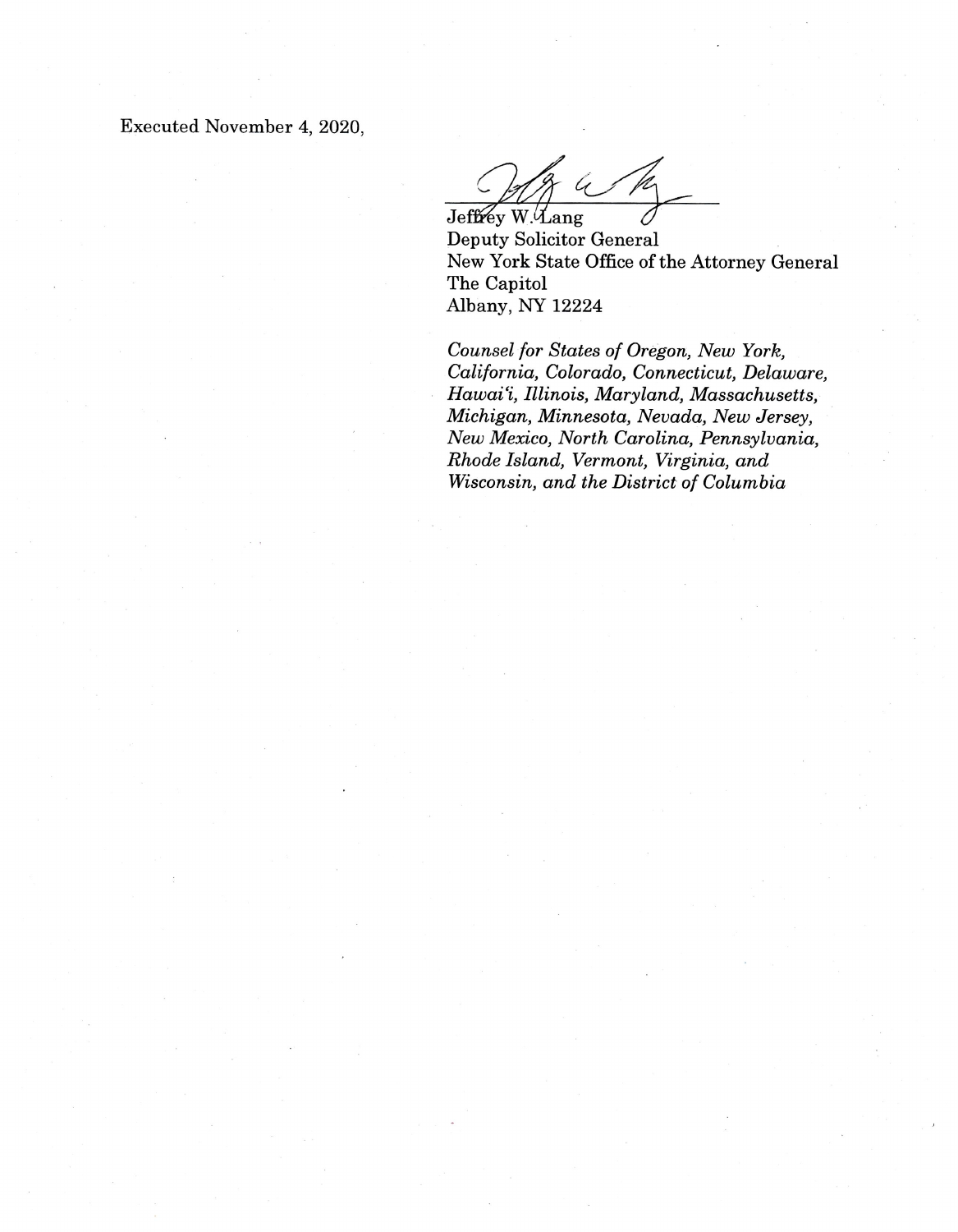Executed November 4, 2020,

Jeffrey W. Lang
Deputy Solicitor General
New York State Office of the Attorney General
The Capitol
Albany, NY 12224

*Counsel for States of Oregon, New York, California, Colorado, Connecticut, Delaware, Hawai'i, Illinois, Maryland, Massachusetts, Michigan, Minnesota, Nevada, New Jersey, New Mexico, North Carolina, Pennsylvania, Rhode Island, Vermont, Virginia, and Wisconsin, and the District of Columbia*